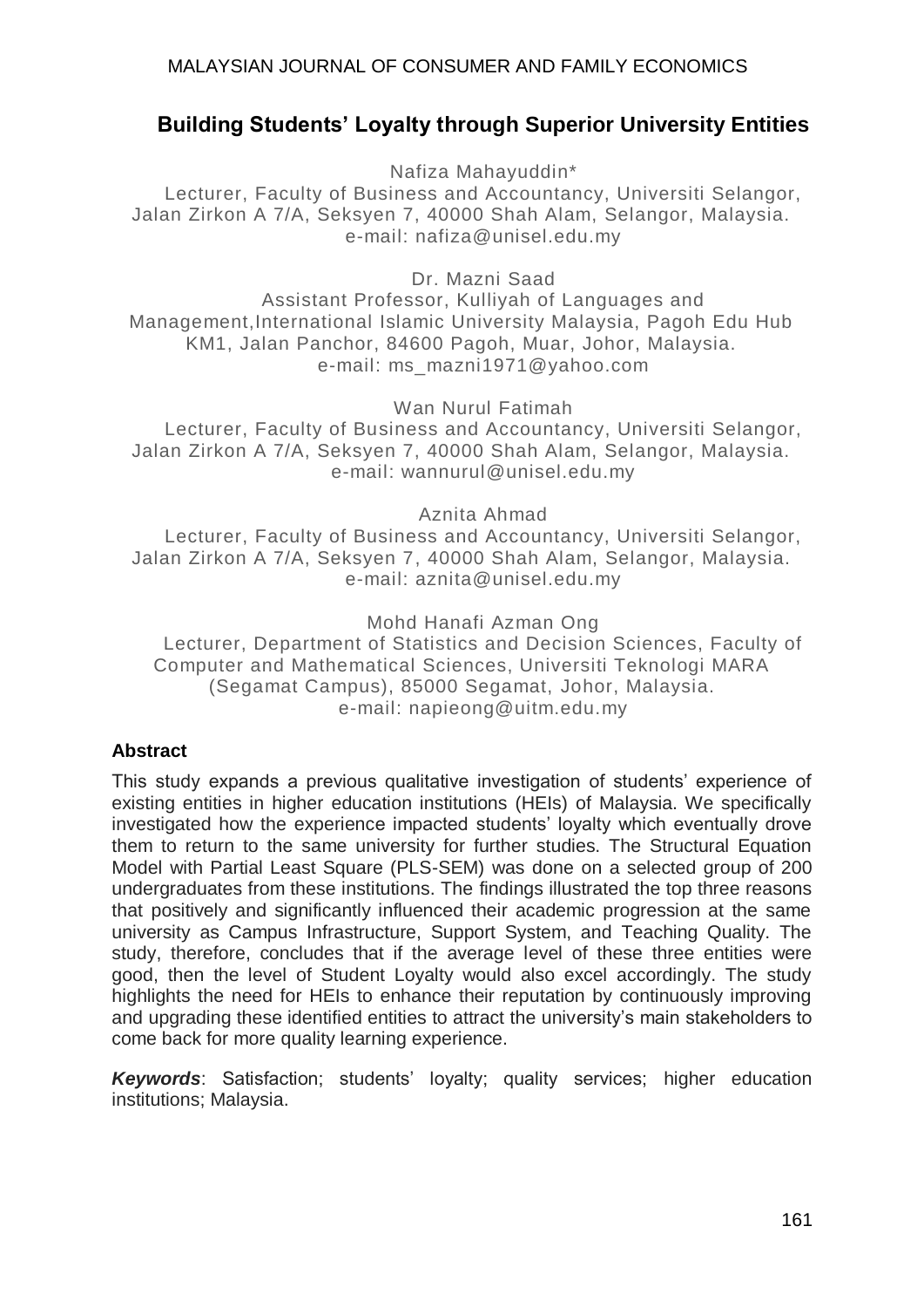# Building Students' Loyalty through Superior University Entities

Nafiza Mahayuddin*
Lecturer, Faculty of Business and Accountancy, Universiti Selangor, Jalan Zirkon A 7/A, Seksyen 7, 40000 Shah Alam, Selangor, Malaysia.
e-mail: nafiza@unisel.edu.my

Dr. Mazni Saad
Assistant Professor, Kulliyah of Languages and Management,International Islamic University Malaysia, Pagoh Edu Hub KM1, Jalan Panchor, 84600 Pagoh, Muar, Johor, Malaysia.
e-mail: ms_mazni1971@yahoo.com

Wan Nurul Fatimah
Lecturer, Faculty of Business and Accountancy, Universiti Selangor, Jalan Zirkon A 7/A, Seksyen 7, 40000 Shah Alam, Selangor, Malaysia.
e-mail: wannurul@unisel.edu.my

Aznita Ahmad
Lecturer, Faculty of Business and Accountancy, Universiti Selangor, Jalan Zirkon A 7/A, Seksyen 7, 40000 Shah Alam, Selangor, Malaysia.
e-mail: aznita@unisel.edu.my

Mohd Hanafi Azman Ong
Lecturer, Department of Statistics and Decision Sciences, Faculty of Computer and Mathematical Sciences, Universiti Teknologi MARA (Segamat Campus), 85000 Segamat, Johor, Malaysia.
e-mail: napieong@uitm.edu.my

## Abstract

This study expands a previous qualitative investigation of students' experience of existing entities in higher education institutions (HEIs) of Malaysia. We specifically investigated how the experience impacted students' loyalty which eventually drove them to return to the same university for further studies. The Structural Equation Model with Partial Least Square (PLS-SEM) was done on a selected group of 200 undergraduates from these institutions. The findings illustrated the top three reasons that positively and significantly influenced their academic progression at the same university as Campus Infrastructure, Support System, and Teaching Quality. The study, therefore, concludes that if the average level of these three entities were good, then the level of Student Loyalty would also excel accordingly. The study highlights the need for HEIs to enhance their reputation by continuously improving and upgrading these identified entities to attract the university's main stakeholders to come back for more quality learning experience.

***Keywords***: Satisfaction; students' loyalty; quality services; higher education institutions; Malaysia.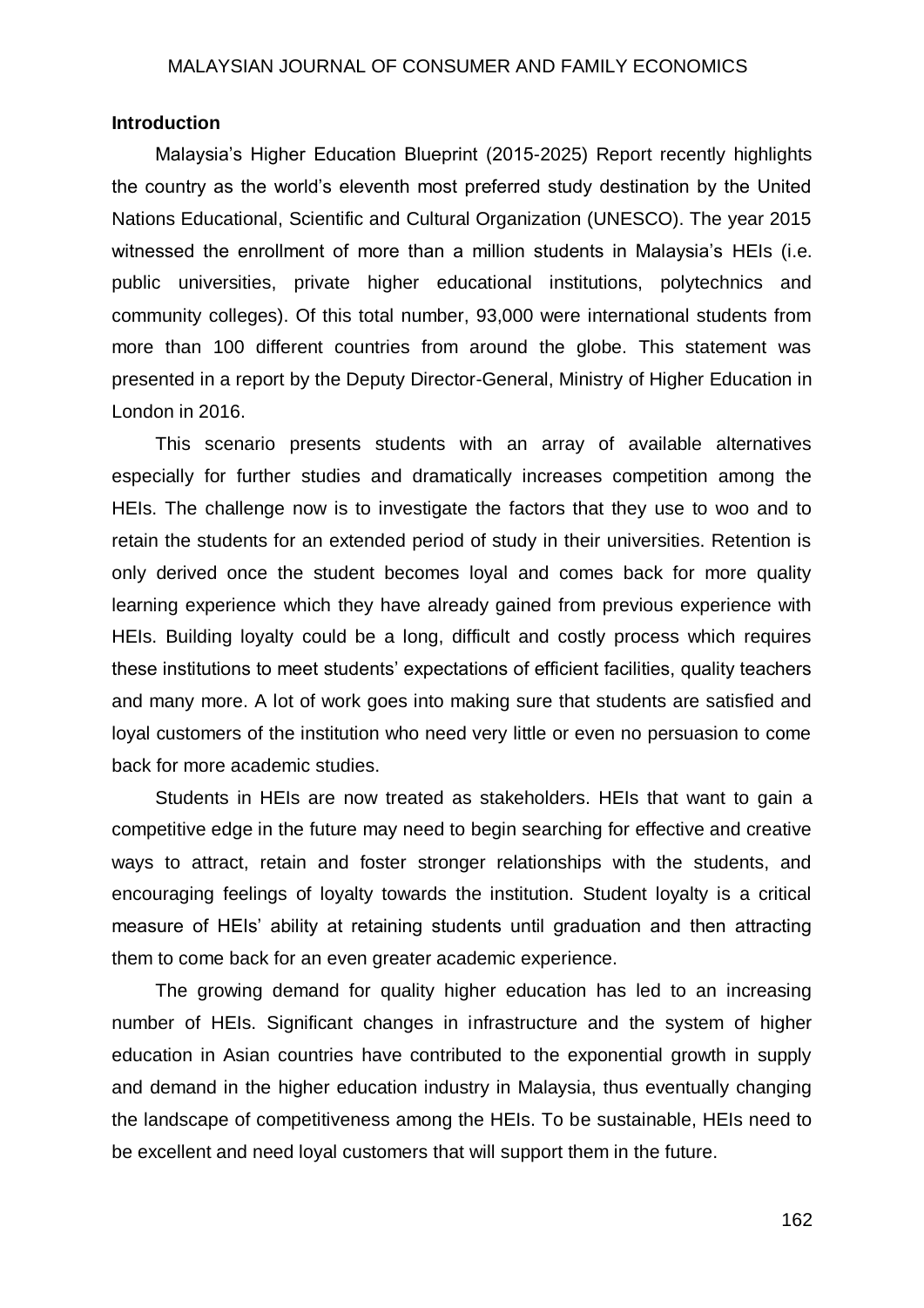## Introduction

Malaysia's Higher Education Blueprint (2015-2025) Report recently highlights the country as the world's eleventh most preferred study destination by the United Nations Educational, Scientific and Cultural Organization (UNESCO). The year 2015 witnessed the enrollment of more than a million students in Malaysia's HEIs (i.e. public universities, private higher educational institutions, polytechnics and community colleges). Of this total number, 93,000 were international students from more than 100 different countries from around the globe. This statement was presented in a report by the Deputy Director-General, Ministry of Higher Education in London in 2016.

This scenario presents students with an array of available alternatives especially for further studies and dramatically increases competition among the HEIs. The challenge now is to investigate the factors that they use to woo and to retain the students for an extended period of study in their universities. Retention is only derived once the student becomes loyal and comes back for more quality learning experience which they have already gained from previous experience with HEIs. Building loyalty could be a long, difficult and costly process which requires these institutions to meet students' expectations of efficient facilities, quality teachers and many more. A lot of work goes into making sure that students are satisfied and loyal customers of the institution who need very little or even no persuasion to come back for more academic studies.

Students in HEIs are now treated as stakeholders. HEIs that want to gain a competitive edge in the future may need to begin searching for effective and creative ways to attract, retain and foster stronger relationships with the students, and encouraging feelings of loyalty towards the institution. Student loyalty is a critical measure of HEIs' ability at retaining students until graduation and then attracting them to come back for an even greater academic experience.

The growing demand for quality higher education has led to an increasing number of HEIs. Significant changes in infrastructure and the system of higher education in Asian countries have contributed to the exponential growth in supply and demand in the higher education industry in Malaysia, thus eventually changing the landscape of competitiveness among the HEIs. To be sustainable, HEIs need to be excellent and need loyal customers that will support them in the future.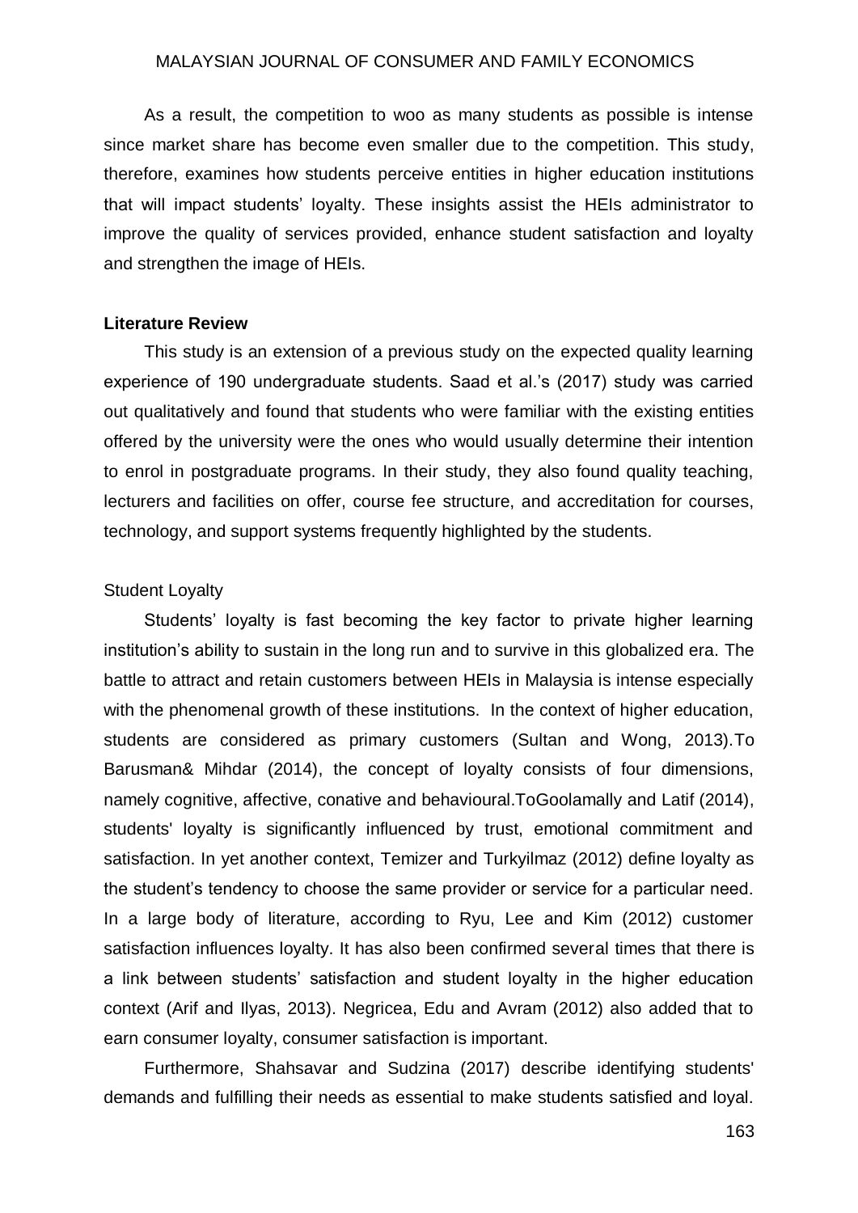As a result, the competition to woo as many students as possible is intense since market share has become even smaller due to the competition. This study, therefore, examines how students perceive entities in higher education institutions that will impact students' loyalty. These insights assist the HEIs administrator to improve the quality of services provided, enhance student satisfaction and loyalty and strengthen the image of HEIs.

## Literature Review

This study is an extension of a previous study on the expected quality learning experience of 190 undergraduate students. Saad et al.'s (2017) study was carried out qualitatively and found that students who were familiar with the existing entities offered by the university were the ones who would usually determine their intention to enrol in postgraduate programs. In their study, they also found quality teaching, lecturers and facilities on offer, course fee structure, and accreditation for courses, technology, and support systems frequently highlighted by the students.

### Student Loyalty

Students' loyalty is fast becoming the key factor to private higher learning institution's ability to sustain in the long run and to survive in this globalized era. The battle to attract and retain customers between HEIs in Malaysia is intense especially with the phenomenal growth of these institutions. In the context of higher education, students are considered as primary customers (Sultan and Wong, 2013).To Barusman& Mihdar (2014), the concept of loyalty consists of four dimensions, namely cognitive, affective, conative and behavioural.ToGoolamally and Latif (2014), students' loyalty is significantly influenced by trust, emotional commitment and satisfaction. In yet another context, Temizer and Turkyilmaz (2012) define loyalty as the student's tendency to choose the same provider or service for a particular need. In a large body of literature, according to Ryu, Lee and Kim (2012) customer satisfaction influences loyalty. It has also been confirmed several times that there is a link between students' satisfaction and student loyalty in the higher education context (Arif and Ilyas, 2013). Negricea, Edu and Avram (2012) also added that to earn consumer loyalty, consumer satisfaction is important.

Furthermore, Shahsavar and Sudzina (2017) describe identifying students' demands and fulfilling their needs as essential to make students satisfied and loyal.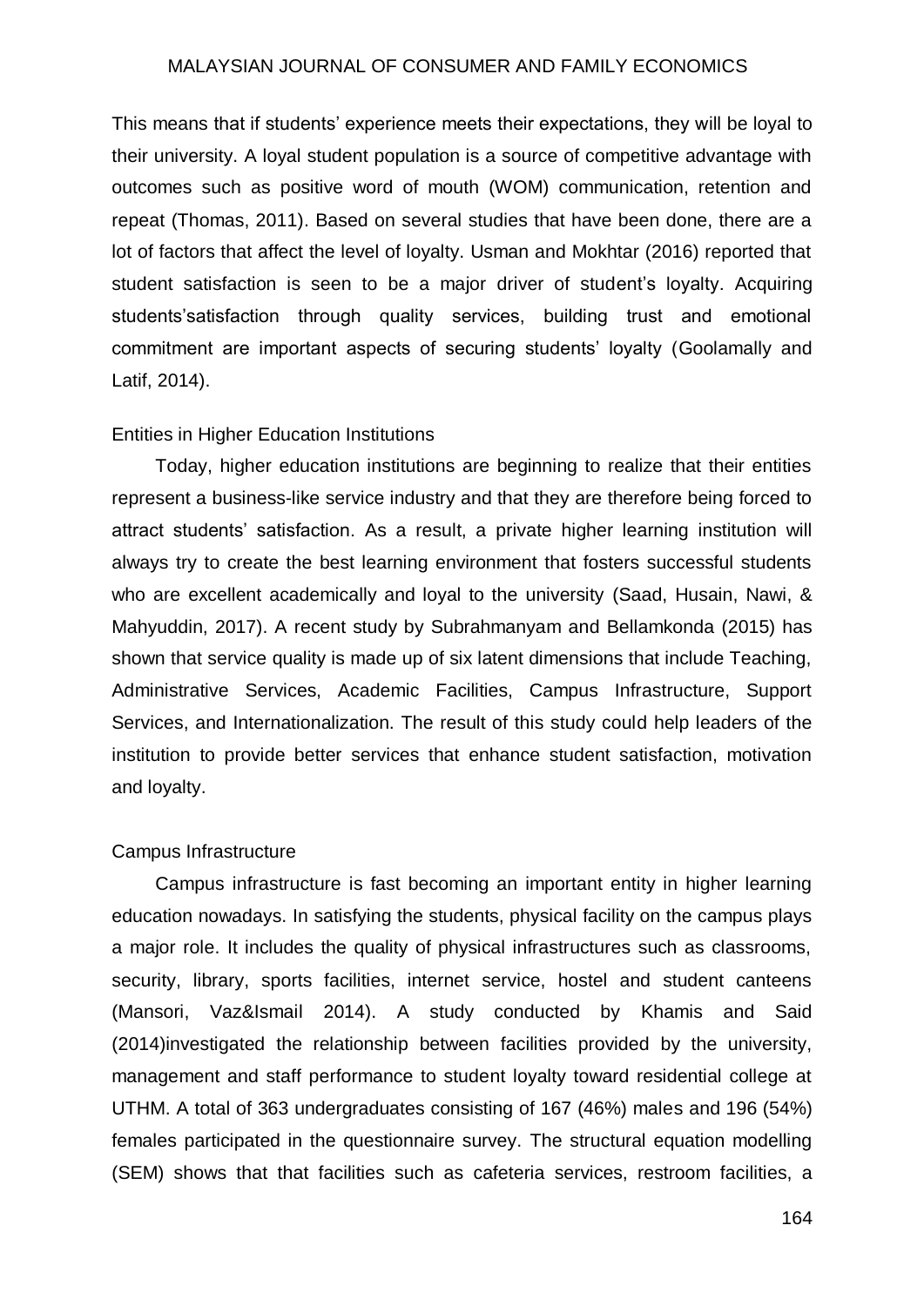This means that if students' experience meets their expectations, they will be loyal to their university. A loyal student population is a source of competitive advantage with outcomes such as positive word of mouth (WOM) communication, retention and repeat (Thomas, 2011). Based on several studies that have been done, there are a lot of factors that affect the level of loyalty. Usman and Mokhtar (2016) reported that student satisfaction is seen to be a major driver of student's loyalty. Acquiring students'satisfaction through quality services, building trust and emotional commitment are important aspects of securing students' loyalty (Goolamally and Latif, 2014).

## Entities in Higher Education Institutions

Today, higher education institutions are beginning to realize that their entities represent a business-like service industry and that they are therefore being forced to attract students' satisfaction. As a result, a private higher learning institution will always try to create the best learning environment that fosters successful students who are excellent academically and loyal to the university (Saad, Husain, Nawi, & Mahyuddin, 2017). A recent study by Subrahmanyam and Bellamkonda (2015) has shown that service quality is made up of six latent dimensions that include Teaching, Administrative Services, Academic Facilities, Campus Infrastructure, Support Services, and Internationalization. The result of this study could help leaders of the institution to provide better services that enhance student satisfaction, motivation and loyalty.

## Campus Infrastructure

Campus infrastructure is fast becoming an important entity in higher learning education nowadays. In satisfying the students, physical facility on the campus plays a major role. It includes the quality of physical infrastructures such as classrooms, security, library, sports facilities, internet service, hostel and student canteens (Mansori, Vaz&Ismail 2014). A study conducted by Khamis and Said (2014)investigated the relationship between facilities provided by the university, management and staff performance to student loyalty toward residential college at UTHM. A total of 363 undergraduates consisting of 167 (46%) males and 196 (54%) females participated in the questionnaire survey. The structural equation modelling (SEM) shows that that facilities such as cafeteria services, restroom facilities, a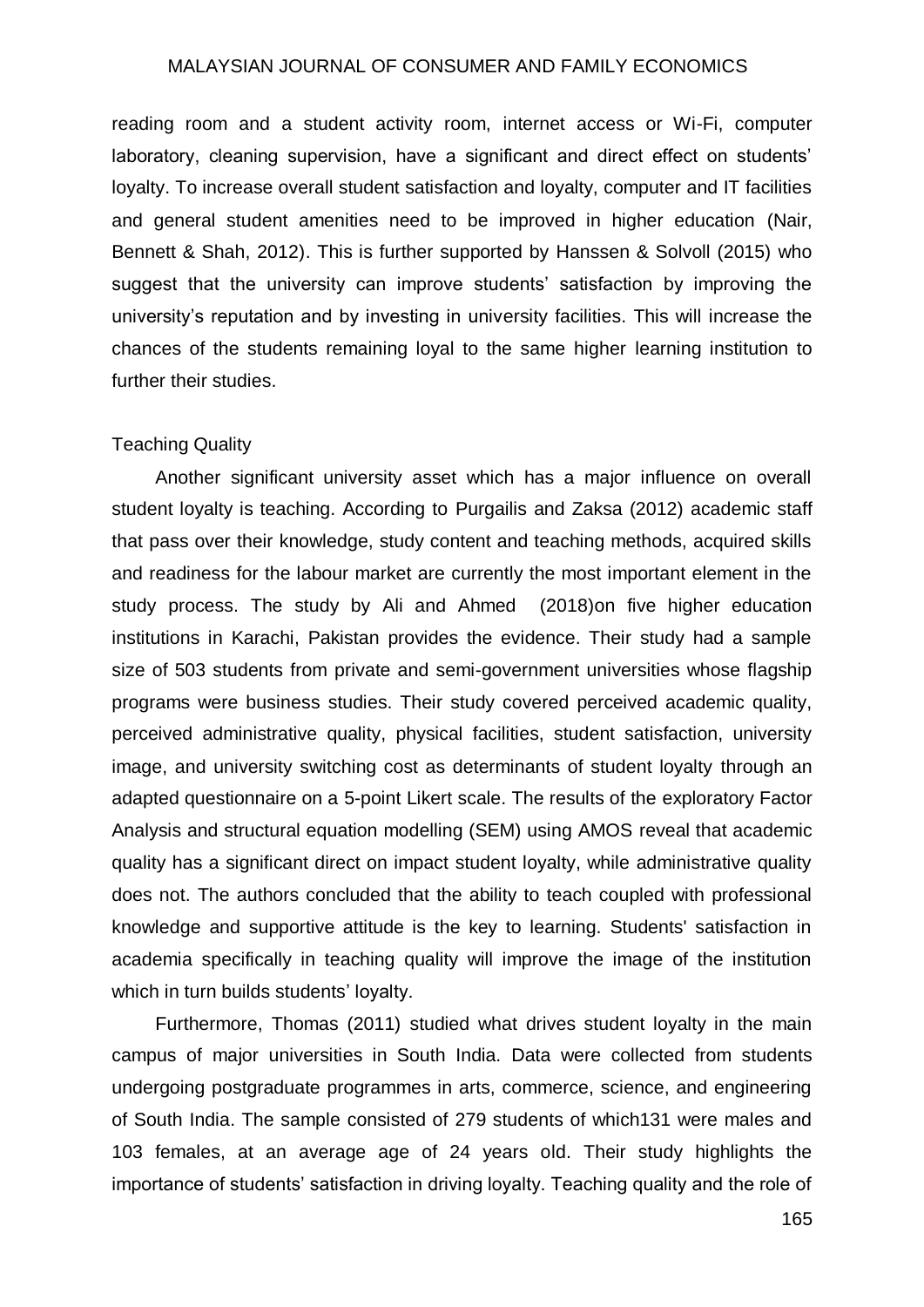reading room and a student activity room, internet access or Wi-Fi, computer laboratory, cleaning supervision, have a significant and direct effect on students' loyalty. To increase overall student satisfaction and loyalty, computer and IT facilities and general student amenities need to be improved in higher education (Nair, Bennett & Shah, 2012). This is further supported by Hanssen & Solvoll (2015) who suggest that the university can improve students' satisfaction by improving the university's reputation and by investing in university facilities. This will increase the chances of the students remaining loyal to the same higher learning institution to further their studies.

### Teaching Quality

Another significant university asset which has a major influence on overall student loyalty is teaching. According to Purgailis and Zaksa (2012) academic staff that pass over their knowledge, study content and teaching methods, acquired skills and readiness for the labour market are currently the most important element in the study process. The study by Ali and Ahmed (2018)on five higher education institutions in Karachi, Pakistan provides the evidence. Their study had a sample size of 503 students from private and semi-government universities whose flagship programs were business studies. Their study covered perceived academic quality, perceived administrative quality, physical facilities, student satisfaction, university image, and university switching cost as determinants of student loyalty through an adapted questionnaire on a 5-point Likert scale. The results of the exploratory Factor Analysis and structural equation modelling (SEM) using AMOS reveal that academic quality has a significant direct on impact student loyalty, while administrative quality does not. The authors concluded that the ability to teach coupled with professional knowledge and supportive attitude is the key to learning. Students' satisfaction in academia specifically in teaching quality will improve the image of the institution which in turn builds students' loyalty.

Furthermore, Thomas (2011) studied what drives student loyalty in the main campus of major universities in South India. Data were collected from students undergoing postgraduate programmes in arts, commerce, science, and engineering of South India. The sample consisted of 279 students of which131 were males and 103 females, at an average age of 24 years old. Their study highlights the importance of students' satisfaction in driving loyalty. Teaching quality and the role of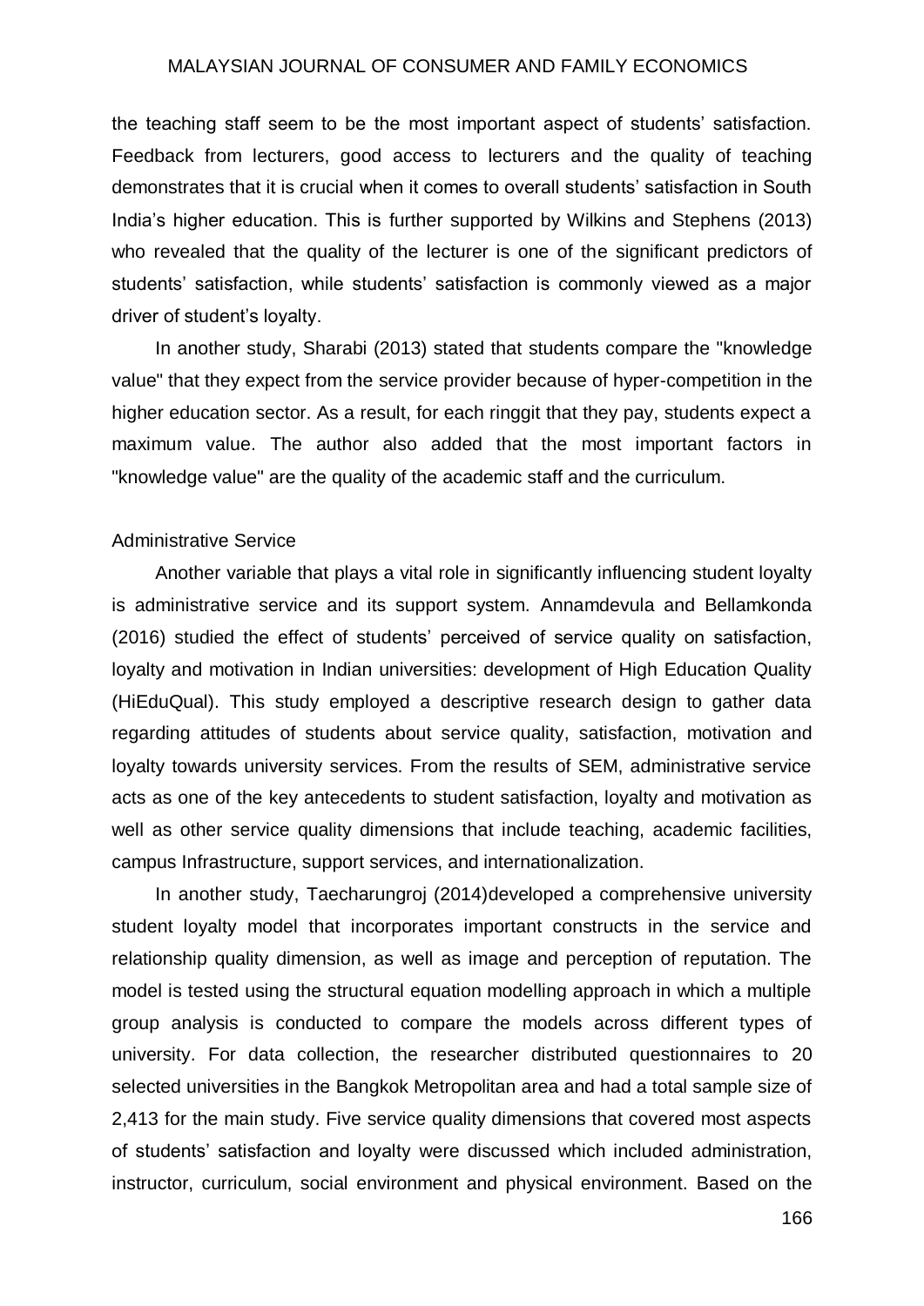the teaching staff seem to be the most important aspect of students' satisfaction. Feedback from lecturers, good access to lecturers and the quality of teaching demonstrates that it is crucial when it comes to overall students' satisfaction in South India's higher education. This is further supported by Wilkins and Stephens (2013) who revealed that the quality of the lecturer is one of the significant predictors of students' satisfaction, while students' satisfaction is commonly viewed as a major driver of student's loyalty.

In another study, Sharabi (2013) stated that students compare the "knowledge value" that they expect from the service provider because of hyper-competition in the higher education sector. As a result, for each ringgit that they pay, students expect a maximum value. The author also added that the most important factors in "knowledge value" are the quality of the academic staff and the curriculum.

### Administrative Service

Another variable that plays a vital role in significantly influencing student loyalty is administrative service and its support system. Annamdevula and Bellamkonda (2016) studied the effect of students' perceived of service quality on satisfaction, loyalty and motivation in Indian universities: development of High Education Quality (HiEduQual). This study employed a descriptive research design to gather data regarding attitudes of students about service quality, satisfaction, motivation and loyalty towards university services. From the results of SEM, administrative service acts as one of the key antecedents to student satisfaction, loyalty and motivation as well as other service quality dimensions that include teaching, academic facilities, campus Infrastructure, support services, and internationalization.

In another study, Taecharungroj (2014)developed a comprehensive university student loyalty model that incorporates important constructs in the service and relationship quality dimension, as well as image and perception of reputation. The model is tested using the structural equation modelling approach in which a multiple group analysis is conducted to compare the models across different types of university. For data collection, the researcher distributed questionnaires to 20 selected universities in the Bangkok Metropolitan area and had a total sample size of 2,413 for the main study. Five service quality dimensions that covered most aspects of students' satisfaction and loyalty were discussed which included administration, instructor, curriculum, social environment and physical environment. Based on the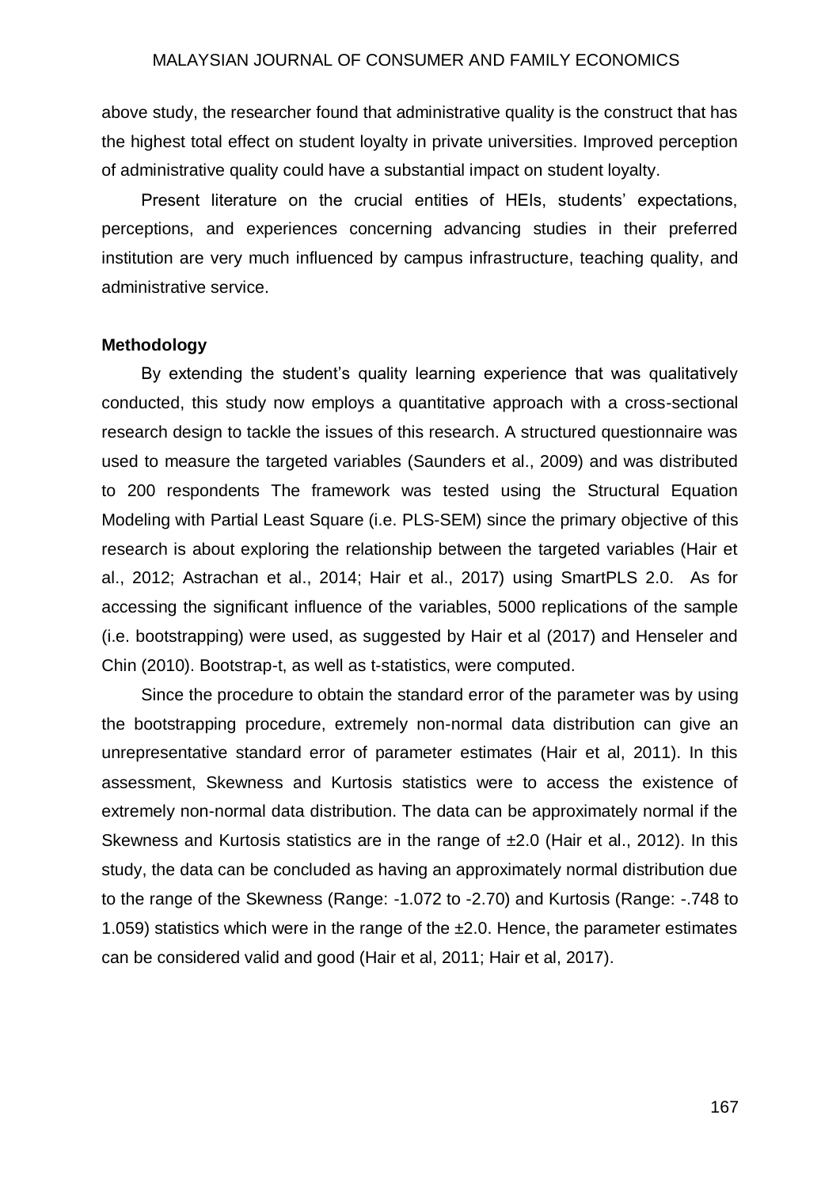above study, the researcher found that administrative quality is the construct that has the highest total effect on student loyalty in private universities. Improved perception of administrative quality could have a substantial impact on student loyalty.

Present literature on the crucial entities of HEIs, students' expectations, perceptions, and experiences concerning advancing studies in their preferred institution are very much influenced by campus infrastructure, teaching quality, and administrative service.

**Methodology**

By extending the student's quality learning experience that was qualitatively conducted, this study now employs a quantitative approach with a cross-sectional research design to tackle the issues of this research. A structured questionnaire was used to measure the targeted variables (Saunders et al., 2009) and was distributed to 200 respondents The framework was tested using the Structural Equation Modeling with Partial Least Square (i.e. PLS-SEM) since the primary objective of this research is about exploring the relationship between the targeted variables (Hair et al., 2012; Astrachan et al., 2014; Hair et al., 2017) using SmartPLS 2.0. As for accessing the significant influence of the variables, 5000 replications of the sample (i.e. bootstrapping) were used, as suggested by Hair et al (2017) and Henseler and Chin (2010). Bootstrap-t, as well as t-statistics, were computed.

Since the procedure to obtain the standard error of the parameter was by using the bootstrapping procedure, extremely non-normal data distribution can give an unrepresentative standard error of parameter estimates (Hair et al, 2011). In this assessment, Skewness and Kurtosis statistics were to access the existence of extremely non-normal data distribution. The data can be approximately normal if the Skewness and Kurtosis statistics are in the range of ±2.0 (Hair et al., 2012). In this study, the data can be concluded as having an approximately normal distribution due to the range of the Skewness (Range: -1.072 to -2.70) and Kurtosis (Range: -.748 to 1.059) statistics which were in the range of the ±2.0. Hence, the parameter estimates can be considered valid and good (Hair et al, 2011; Hair et al, 2017).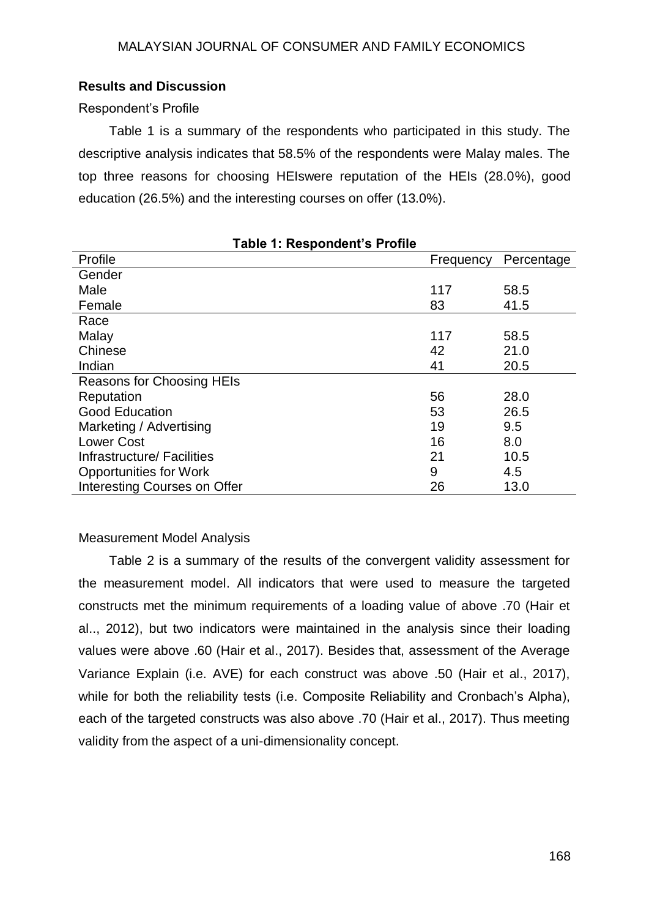## Results and Discussion

Respondent's Profile

Table 1 is a summary of the respondents who participated in this study. The descriptive analysis indicates that 58.5% of the respondents were Malay males. The top three reasons for choosing HEIswere reputation of the HEIs (28.0%), good education (26.5%) and the interesting courses on offer (13.0%).

**Table 1: Respondent's Profile**

| Profile | Frequency | Percentage |
|---|---|---|
| Gender | | |
| Male | 117 | 58.5 |
| Female | 83 | 41.5 |
| Race | | |
| Malay | 117 | 58.5 |
| Chinese | 42 | 21.0 |
| Indian | 41 | 20.5 |
| Reasons for Choosing HEIs | | |
| Reputation | 56 | 28.0 |
| Good Education | 53 | 26.5 |
| Marketing / Advertising | 19 | 9.5 |
| Lower Cost | 16 | 8.0 |
| Infrastructure/ Facilities | 21 | 10.5 |
| Opportunities for Work | 9 | 4.5 |
| Interesting Courses on Offer | 26 | 13.0 |

Measurement Model Analysis

Table 2 is a summary of the results of the convergent validity assessment for the measurement model. All indicators that were used to measure the targeted constructs met the minimum requirements of a loading value of above .70 (Hair et al.., 2012), but two indicators were maintained in the analysis since their loading values were above .60 (Hair et al., 2017). Besides that, assessment of the Average Variance Explain (i.e. AVE) for each construct was above .50 (Hair et al., 2017), while for both the reliability tests (i.e. Composite Reliability and Cronbach's Alpha), each of the targeted constructs was also above .70 (Hair et al., 2017). Thus meeting validity from the aspect of a uni-dimensionality concept.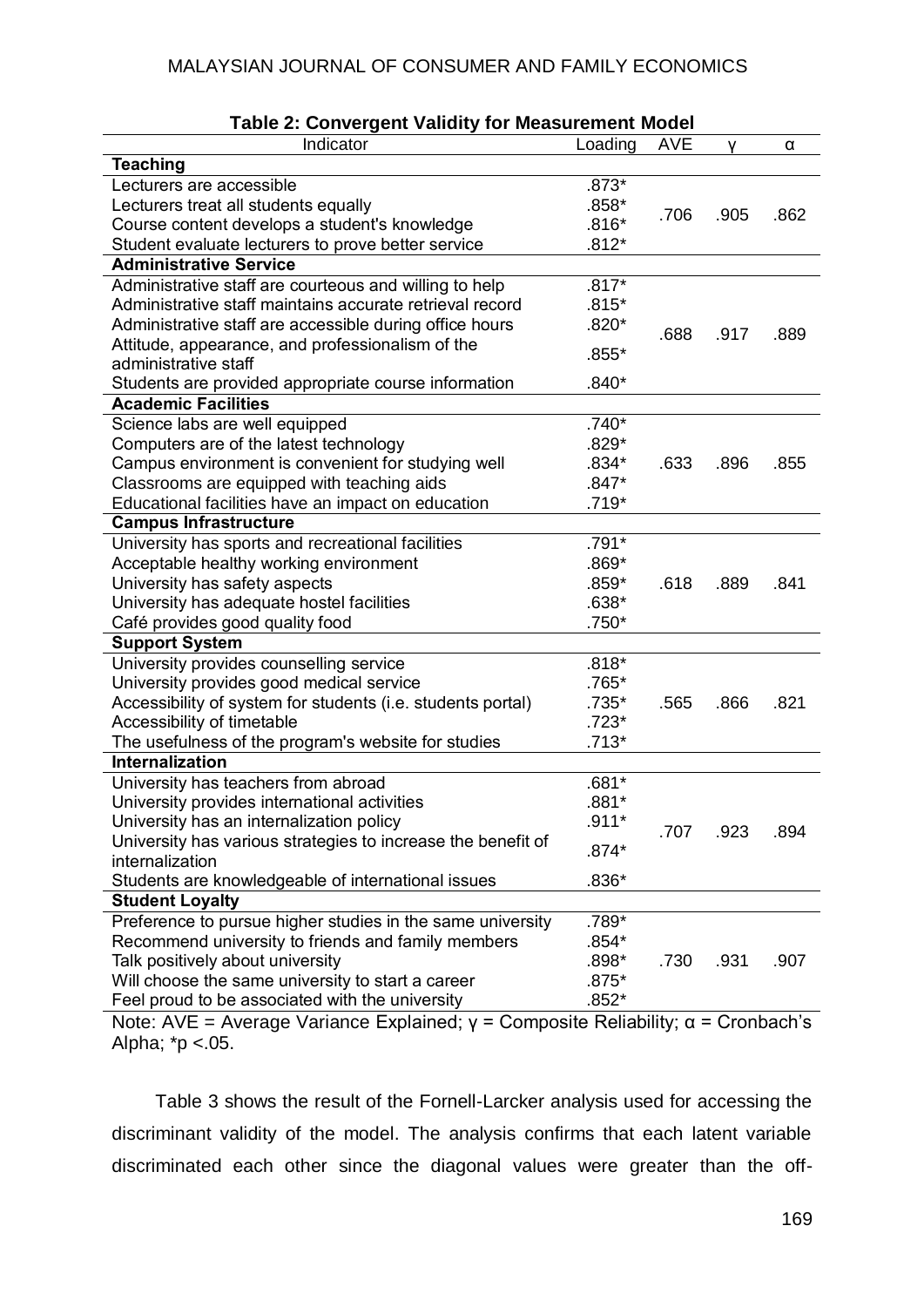**Table 2: Convergent Validity for Measurement Model**

| Indicator | Loading | AVE | γ | α |
|---|---|---|---|---|
| **Teaching** | | | | |
| Lecturers are accessible | .873* | .706 | .905 | .862 |
| Lecturers treat all students equally | .858* | | | |
| Course content develops a student's knowledge | .816* | | | |
| Student evaluate lecturers to prove better service | .812* | | | |
| **Administrative Service** | | | | |
| Administrative staff are courteous and willing to help | .817* | .688 | .917 | .889 |
| Administrative staff maintains accurate retrieval record | .815* | | | |
| Administrative staff are accessible during office hours | .820* | | | |
| Attitude, appearance, and professionalism of the administrative staff | .855* | | | |
| Students are provided appropriate course information | .840* | | | |
| **Academic Facilities** | | | | |
| Science labs are well equipped | .740* | .633 | .896 | .855 |
| Computers are of the latest technology | .829* | | | |
| Campus environment is convenient for studying well | .834* | | | |
| Classrooms are equipped with teaching aids | .847* | | | |
| Educational facilities have an impact on education | .719* | | | |
| **Campus Infrastructure** | | | | |
| University has sports and recreational facilities | .791* | .618 | .889 | .841 |
| Acceptable healthy working environment | .869* | | | |
| University has safety aspects | .859* | | | |
| University has adequate hostel facilities | .638* | | | |
| Café provides good quality food | .750* | | | |
| **Support System** | | | | |
| University provides counselling service | .818* | .565 | .866 | .821 |
| University provides good medical service | .765* | | | |
| Accessibility of system for students (i.e. students portal) | .735* | | | |
| Accessibility of timetable | .723* | | | |
| The usefulness of the program's website for studies | .713* | | | |
| **Internalization** | | | | |
| University has teachers from abroad | .681* | .707 | .923 | .894 |
| University provides international activities | .881* | | | |
| University has an internalization policy | .911* | | | |
| University has various strategies to increase the benefit of internalization | .874* | | | |
| Students are knowledgeable of international issues | .836* | | | |
| **Student Loyalty** | | | | |
| Preference to pursue higher studies in the same university | .789* | .730 | .931 | .907 |
| Recommend university to friends and family members | .854* | | | |
| Talk positively about university | .898* | | | |
| Will choose the same university to start a career | .875* | | | |
| Feel proud to be associated with the university | .852* | | | |

Note: AVE = Average Variance Explained; γ = Composite Reliability; α = Cronbach's Alpha; *$p < .05$.

Table 3 shows the result of the Fornell-Larcker analysis used for accessing the discriminant validity of the model. The analysis confirms that each latent variable discriminated each other since the diagonal values were greater than the off-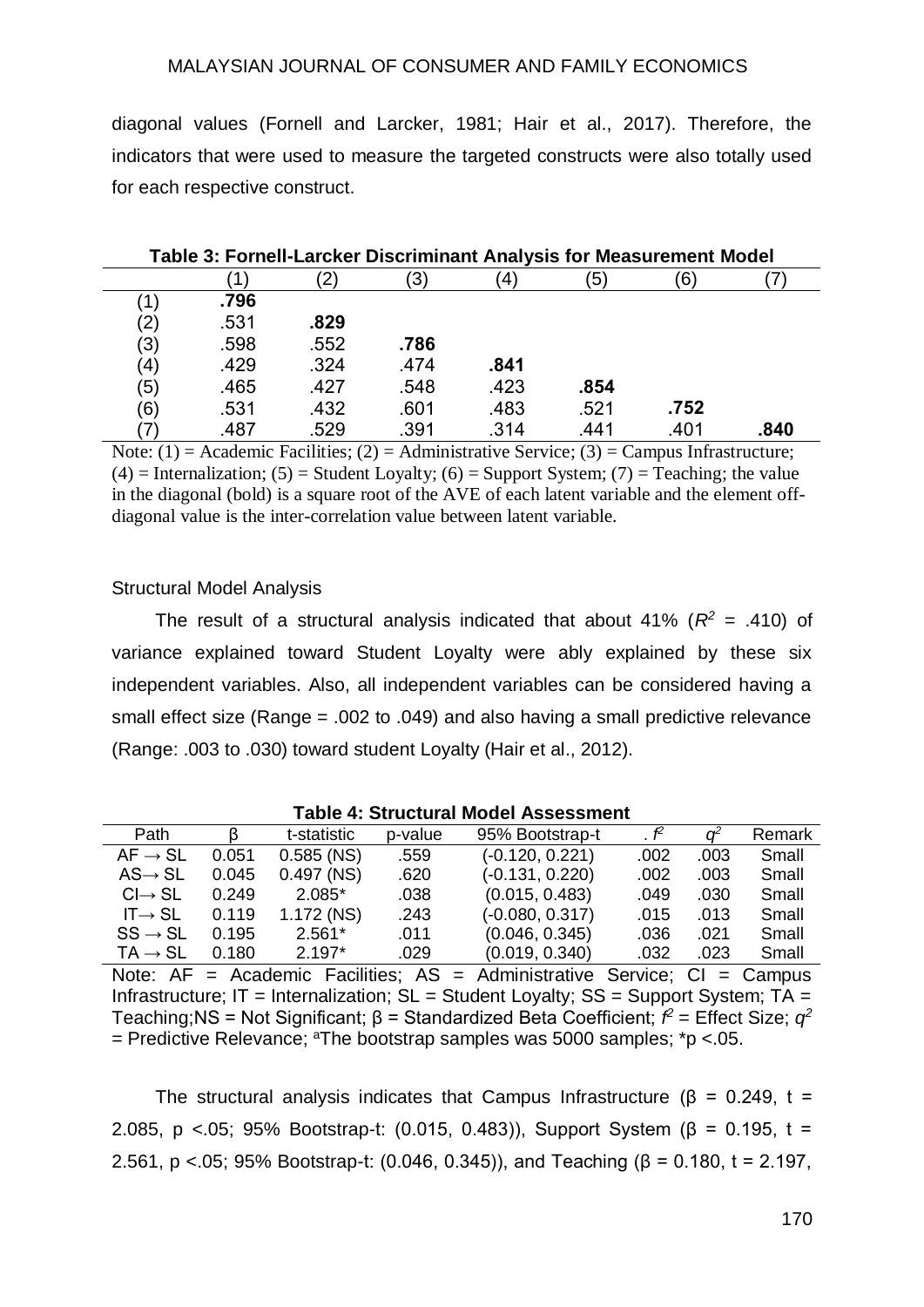diagonal values (Fornell and Larcker, 1981; Hair et al., 2017). Therefore, the indicators that were used to measure the targeted constructs were also totally used for each respective construct.

**Table 3: Fornell-Larcker Discriminant Analysis for Measurement Model**

| | (1) | (2) | (3) | (4) | (5) | (6) | (7) |
|---|---|---|---|---|---|---|---|
| (1) | **.796** | | | | | | |
| (2) | .531 | **.829** | | | | | |
| (3) | .598 | .552 | **.786** | | | | |
| (4) | .429 | .324 | .474 | **.841** | | | |
| (5) | .465 | .427 | .548 | .423 | **.854** | | |
| (6) | .531 | .432 | .601 | .483 | .521 | **.752** | |
| (7) | .487 | .529 | .391 | .314 | .441 | .401 | **.840** |

Note: (1) = Academic Facilities; (2) = Administrative Service; (3) = Campus Infrastructure; (4) = Internalization; (5) = Student Loyalty; (6) = Support System; (7) = Teaching; the value in the diagonal (bold) is a square root of the AVE of each latent variable and the element off-diagonal value is the inter-correlation value between latent variable.

Structural Model Analysis

The result of a structural analysis indicated that about 41% ($R^2$ = .410) of variance explained toward Student Loyalty were ably explained by these six independent variables. Also, all independent variables can be considered having a small effect size (Range = .002 to .049) and also having a small predictive relevance (Range: .003 to .030) toward student Loyalty (Hair et al., 2012).

**Table 4: Structural Model Assessment**

| Path | β | t-statistic | p-value | 95% Bootstrap-t | $f^2$ | $q^2$ | Remark |
|---|---|---|---|---|---|---|---|
| AF → SL | 0.051 | 0.585 (NS) | .559 | (-0.120, 0.221) | .002 | .003 | Small |
| AS→ SL | 0.045 | 0.497 (NS) | .620 | (-0.131, 0.220) | .002 | .003 | Small |
| CI→ SL | 0.249 | 2.085* | .038 | (0.015, 0.483) | .049 | .030 | Small |
| IT→ SL | 0.119 | 1.172 (NS) | .243 | (-0.080, 0.317) | .015 | .013 | Small |
| SS → SL | 0.195 | 2.561* | .011 | (0.046, 0.345) | .036 | .021 | Small |
| TA → SL | 0.180 | 2.197* | .029 | (0.019, 0.340) | .032 | .023 | Small |

Note: AF = Academic Facilities; AS = Administrative Service; CI = Campus Infrastructure; IT = Internalization; SL = Student Loyalty; SS = Support System; TA = Teaching;NS = Not Significant; β = Standardized Beta Coefficient; $f^2$ = Effect Size; $q^2$ = Predictive Relevance; [a]The bootstrap samples was 5000 samples; *p <.05.

The structural analysis indicates that Campus Infrastructure (β = 0.249, t = 2.085, p <.05; 95% Bootstrap-t: (0.015, 0.483)), Support System (β = 0.195, t = 2.561, p <.05; 95% Bootstrap-t: (0.046, 0.345)), and Teaching (β = 0.180, t = 2.197,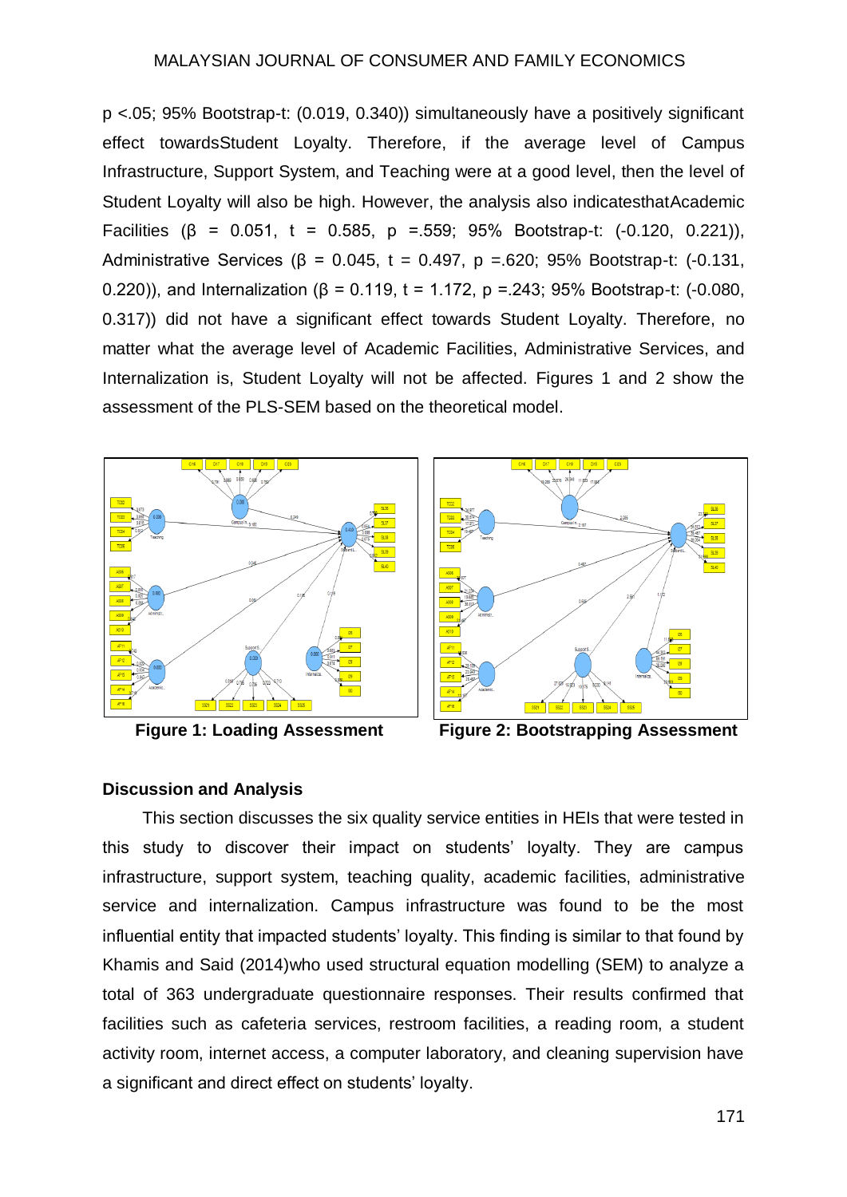p <.05; 95% Bootstrap-t: (0.019, 0.340)) simultaneously have a positively significant effect towardsStudent Loyalty. Therefore, if the average level of Campus Infrastructure, Support System, and Teaching were at a good level, then the level of Student Loyalty will also be high. However, the analysis also indicatesthatAcademic Facilities (β = 0.051, t = 0.585, p =.559; 95% Bootstrap-t: (-0.120, 0.221)), Administrative Services (β = 0.045, t = 0.497, p =.620; 95% Bootstrap-t: (-0.131, 0.220)), and Internalization (β = 0.119, t = 1.172, p =.243; 95% Bootstrap-t: (-0.080, 0.317)) did not have a significant effect towards Student Loyalty. Therefore, no matter what the average level of Academic Facilities, Administrative Services, and Internalization is, Student Loyalty will not be affected. Figures 1 and 2 show the assessment of the PLS-SEM based on the theoretical model.

**Figure 1: Loading Assessment**

**Figure 2: Bootstrapping Assessment**

### Discussion and Analysis

This section discusses the six quality service entities in HEIs that were tested in this study to discover their impact on students' loyalty. They are campus infrastructure, support system, teaching quality, academic facilities, administrative service and internalization. Campus infrastructure was found to be the most influential entity that impacted students' loyalty. This finding is similar to that found by Khamis and Said (2014)who used structural equation modelling (SEM) to analyze a total of 363 undergraduate questionnaire responses. Their results confirmed that facilities such as cafeteria services, restroom facilities, a reading room, a student activity room, internet access, a computer laboratory, and cleaning supervision have a significant and direct effect on students' loyalty.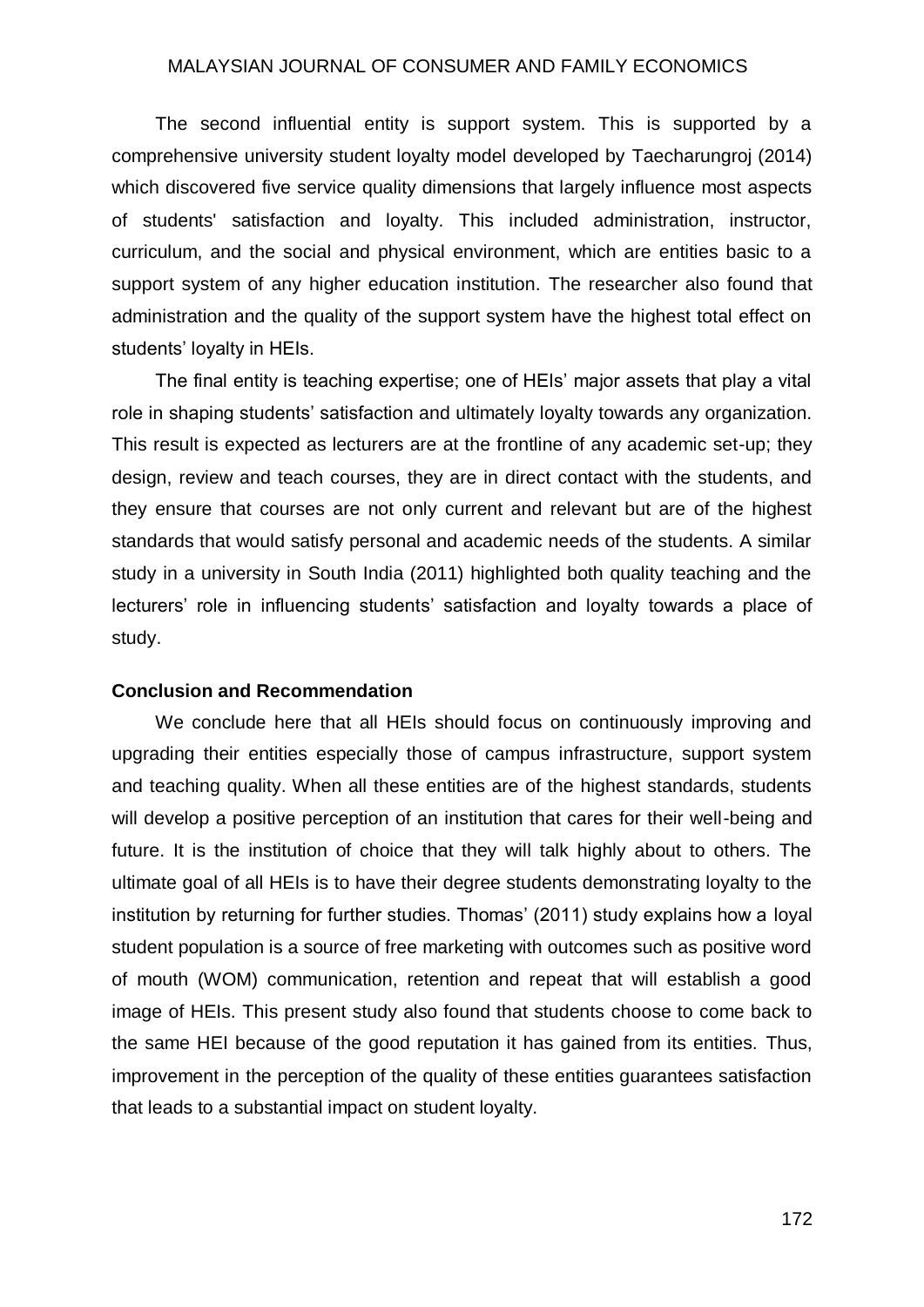The second influential entity is support system. This is supported by a comprehensive university student loyalty model developed by Taecharungroj (2014) which discovered five service quality dimensions that largely influence most aspects of students' satisfaction and loyalty. This included administration, instructor, curriculum, and the social and physical environment, which are entities basic to a support system of any higher education institution. The researcher also found that administration and the quality of the support system have the highest total effect on students' loyalty in HEIs.

The final entity is teaching expertise; one of HEIs' major assets that play a vital role in shaping students' satisfaction and ultimately loyalty towards any organization. This result is expected as lecturers are at the frontline of any academic set-up; they design, review and teach courses, they are in direct contact with the students, and they ensure that courses are not only current and relevant but are of the highest standards that would satisfy personal and academic needs of the students. A similar study in a university in South India (2011) highlighted both quality teaching and the lecturers' role in influencing students' satisfaction and loyalty towards a place of study.

**Conclusion and Recommendation**

We conclude here that all HEIs should focus on continuously improving and upgrading their entities especially those of campus infrastructure, support system and teaching quality. When all these entities are of the highest standards, students will develop a positive perception of an institution that cares for their well-being and future. It is the institution of choice that they will talk highly about to others. The ultimate goal of all HEIs is to have their degree students demonstrating loyalty to the institution by returning for further studies. Thomas' (2011) study explains how a loyal student population is a source of free marketing with outcomes such as positive word of mouth (WOM) communication, retention and repeat that will establish a good image of HEIs. This present study also found that students choose to come back to the same HEI because of the good reputation it has gained from its entities. Thus, improvement in the perception of the quality of these entities guarantees satisfaction that leads to a substantial impact on student loyalty.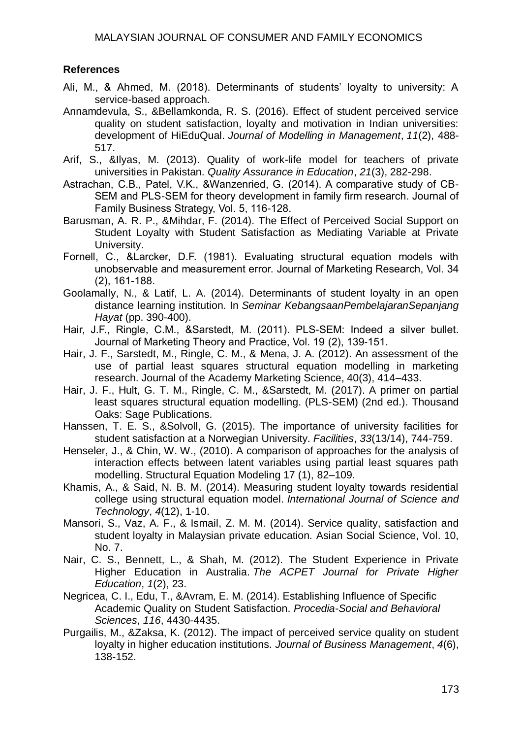### References

Ali, M., & Ahmed, M. (2018). Determinants of students' loyalty to university: A service-based approach.

Annamdevula, S., &Bellamkonda, R. S. (2016). Effect of student perceived service quality on student satisfaction, loyalty and motivation in Indian universities: development of HiEduQual. *Journal of Modelling in Management*, *11*(2), 488-517.

Arif, S., &Ilyas, M. (2013). Quality of work-life model for teachers of private universities in Pakistan. *Quality Assurance in Education*, *21*(3), 282-298.

Astrachan, C.B., Patel, V.K., &Wanzenried, G. (2014). A comparative study of CB-SEM and PLS-SEM for theory development in family firm research. Journal of Family Business Strategy, Vol. 5, 116-128.

Barusman, A. R. P., &Mihdar, F. (2014). The Effect of Perceived Social Support on Student Loyalty with Student Satisfaction as Mediating Variable at Private University.

Fornell, C., &Larcker, D.F. (1981). Evaluating structural equation models with unobservable and measurement error. Journal of Marketing Research, Vol. 34 (2), 161-188.

Goolamally, N., & Latif, L. A. (2014). Determinants of student loyalty in an open distance learning institution. In *Seminar KebangsaanPembelajaranSepanjang Hayat* (pp. 390-400).

Hair, J.F., Ringle, C.M., &Sarstedt, M. (2011). PLS-SEM: Indeed a silver bullet. Journal of Marketing Theory and Practice, Vol. 19 (2), 139-151.

Hair, J. F., Sarstedt, M., Ringle, C. M., & Mena, J. A. (2012). An assessment of the use of partial least squares structural equation modelling in marketing research. Journal of the Academy Marketing Science, 40(3), 414–433.

Hair, J. F., Hult, G. T. M., Ringle, C. M., &Sarstedt, M. (2017). A primer on partial least squares structural equation modelling. (PLS-SEM) (2nd ed.). Thousand Oaks: Sage Publications.

Hanssen, T. E. S., &Solvoll, G. (2015). The importance of university facilities for student satisfaction at a Norwegian University. *Facilities*, *33*(13/14), 744-759.

Henseler, J., & Chin, W. W., (2010). A comparison of approaches for the analysis of interaction effects between latent variables using partial least squares path modelling. Structural Equation Modeling 17 (1), 82–109.

Khamis, A., & Said, N. B. M. (2014). Measuring student loyalty towards residential college using structural equation model. *International Journal of Science and Technology*, *4*(12), 1-10.

Mansori, S., Vaz, A. F., & Ismail, Z. M. M. (2014). Service quality, satisfaction and student loyalty in Malaysian private education. Asian Social Science, Vol. 10, No. 7.

Nair, C. S., Bennett, L., & Shah, M. (2012). The Student Experience in Private Higher Education in Australia. *The ACPET Journal for Private Higher Education*, *1*(2), 23.

Negricea, C. I., Edu, T., &Avram, E. M. (2014). Establishing Influence of Specific Academic Quality on Student Satisfaction. *Procedia-Social and Behavioral Sciences*, *116*, 4430-4435.

Purgailis, M., &Zaksa, K. (2012). The impact of perceived service quality on student loyalty in higher education institutions. *Journal of Business Management*, *4*(6), 138-152.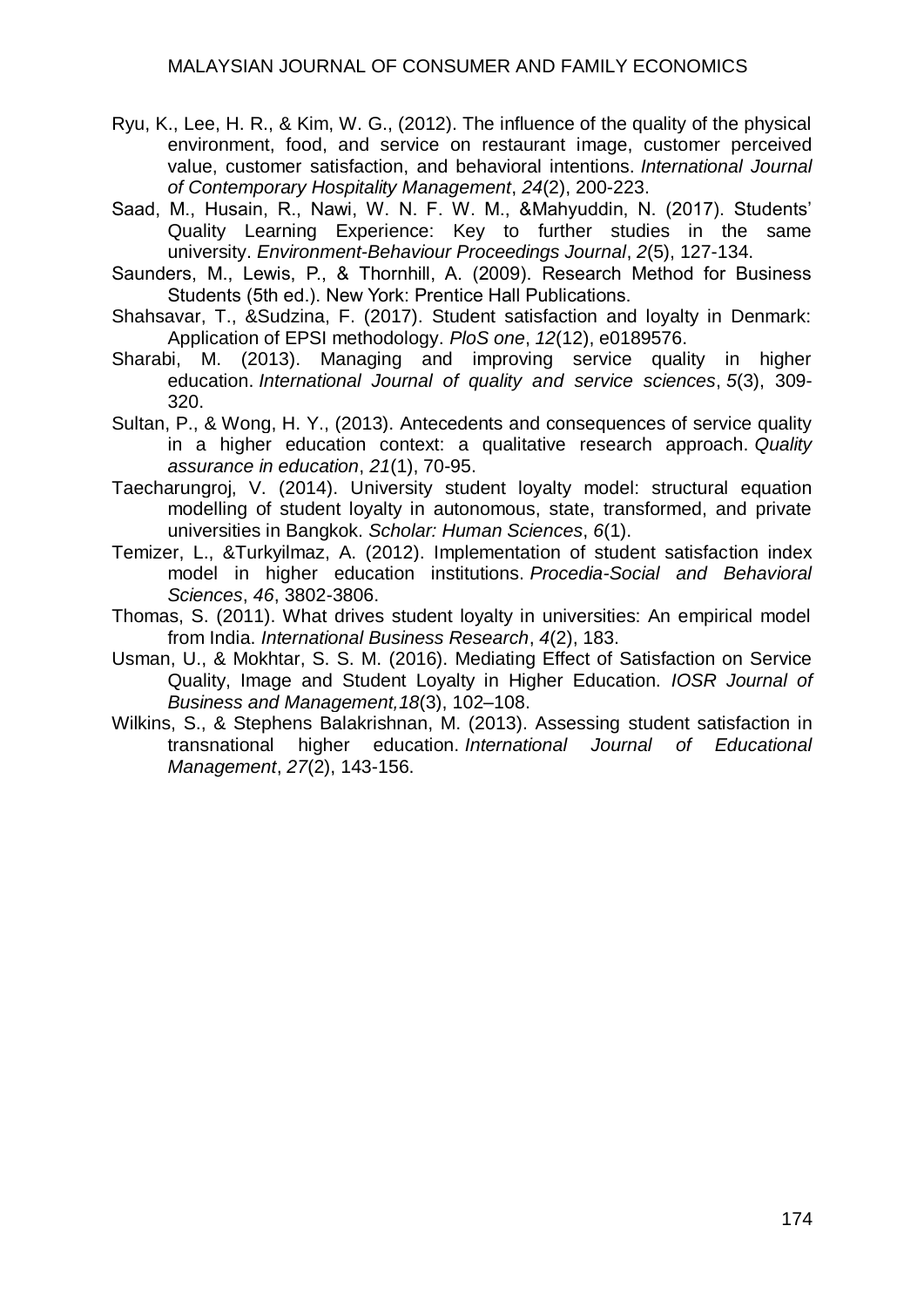Ryu, K., Lee, H. R., & Kim, W. G., (2012). The influence of the quality of the physical environment, food, and service on restaurant image, customer perceived value, customer satisfaction, and behavioral intentions. *International Journal of Contemporary Hospitality Management*, *24*(2), 200-223.

Saad, M., Husain, R., Nawi, W. N. F. W. M., &Mahyuddin, N. (2017). Students' Quality Learning Experience: Key to further studies in the same university. *Environment-Behaviour Proceedings Journal*, *2*(5), 127-134.

Saunders, M., Lewis, P., & Thornhill, A. (2009). Research Method for Business Students (5th ed.). New York: Prentice Hall Publications.

Shahsavar, T., &Sudzina, F. (2017). Student satisfaction and loyalty in Denmark: Application of EPSI methodology. *PloS one*, *12*(12), e0189576.

Sharabi, M. (2013). Managing and improving service quality in higher education. *International Journal of quality and service sciences*, *5*(3), 309-320.

Sultan, P., & Wong, H. Y., (2013). Antecedents and consequences of service quality in a higher education context: a qualitative research approach. *Quality assurance in education*, *21*(1), 70-95.

Taecharungroj, V. (2014). University student loyalty model: structural equation modelling of student loyalty in autonomous, state, transformed, and private universities in Bangkok. *Scholar: Human Sciences*, *6*(1).

Temizer, L., &Turkyilmaz, A. (2012). Implementation of student satisfaction index model in higher education institutions. *Procedia-Social and Behavioral Sciences*, *46*, 3802-3806.

Thomas, S. (2011). What drives student loyalty in universities: An empirical model from India. *International Business Research*, *4*(2), 183.

Usman, U., & Mokhtar, S. S. M. (2016). Mediating Effect of Satisfaction on Service Quality, Image and Student Loyalty in Higher Education. *IOSR Journal of Business and Management,18*(3), 102–108.

Wilkins, S., & Stephens Balakrishnan, M. (2013). Assessing student satisfaction in transnational higher education. *International Journal of Educational Management*, *27*(2), 143-156.